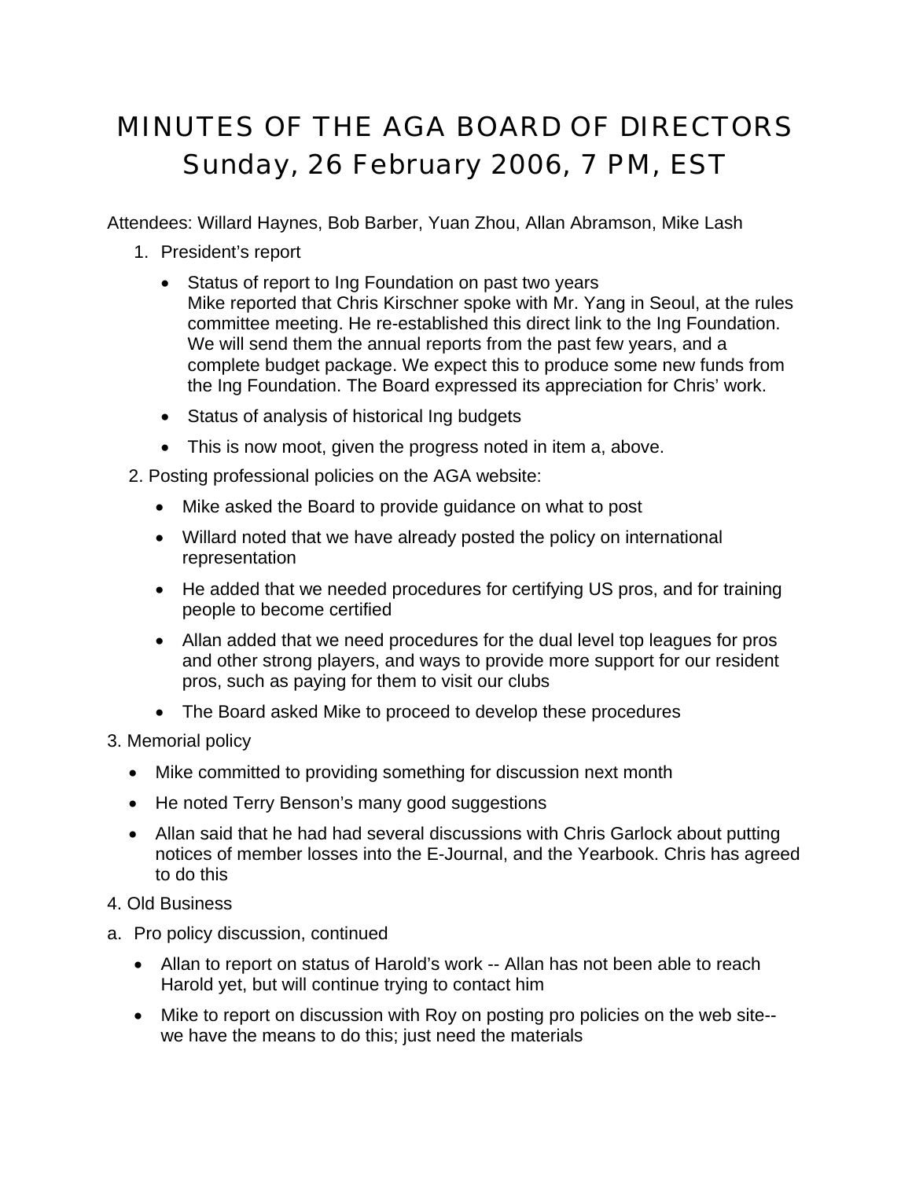# MINUTES OF THE AGA BOARD OF DIRECTORS
# Sunday, 26 February 2006, 7 PM, EST

Attendees: Willard Haynes, Bob Barber, Yuan Zhou, Allan Abramson, Mike Lash

1. President's report
   - Status of report to Ing Foundation on past two years
     Mike reported that Chris Kirschner spoke with Mr. Yang in Seoul, at the rules committee meeting. He re-established this direct link to the Ing Foundation. We will send them the annual reports from the past few years, and a complete budget package. We expect this to produce some new funds from the Ing Foundation. The Board expressed its appreciation for Chris' work.
   - Status of analysis of historical Ing budgets
   - This is now moot, given the progress noted in item a, above.

2. Posting professional policies on the AGA website:
   - Mike asked the Board to provide guidance on what to post
   - Willard noted that we have already posted the policy on international representation
   - He added that we needed procedures for certifying US pros, and for training people to become certified
   - Allan added that we need procedures for the dual level top leagues for pros and other strong players, and ways to provide more support for our resident pros, such as paying for them to visit our clubs
   - The Board asked Mike to proceed to develop these procedures

3. Memorial policy
   - Mike committed to providing something for discussion next month
   - He noted Terry Benson's many good suggestions
   - Allan said that he had had several discussions with Chris Garlock about putting notices of member losses into the E-Journal, and the Yearbook. Chris has agreed to do this

4. Old Business

a. Pro policy discussion, continued
   - Allan to report on status of Harold's work -- Allan has not been able to reach Harold yet, but will continue trying to contact him
   - Mike to report on discussion with Roy on posting pro policies on the web site-- we have the means to do this; just need the materials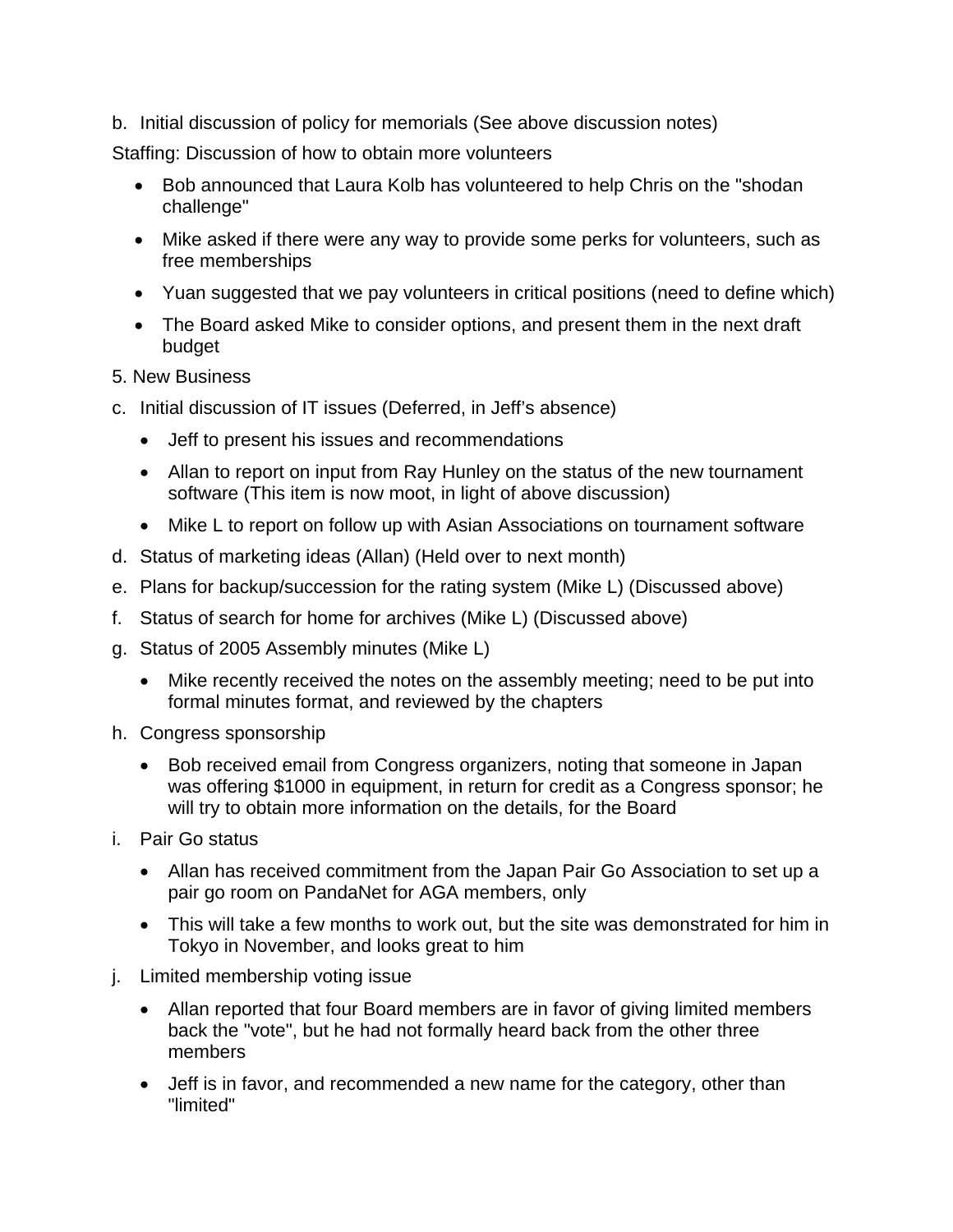b. Initial discussion of policy for memorials (See above discussion notes)

Staffing: Discussion of how to obtain more volunteers

- Bob announced that Laura Kolb has volunteered to help Chris on the "shodan challenge"
- Mike asked if there were any way to provide some perks for volunteers, such as free memberships
- Yuan suggested that we pay volunteers in critical positions (need to define which)
- The Board asked Mike to consider options, and present them in the next draft budget

5. New Business

c. Initial discussion of IT issues (Deferred, in Jeff's absence)
    - Jeff to present his issues and recommendations
    - Allan to report on input from Ray Hunley on the status of the new tournament software (This item is now moot, in light of above discussion)
    - Mike L to report on follow up with Asian Associations on tournament software

d. Status of marketing ideas (Allan) (Held over to next month)

e. Plans for backup/succession for the rating system (Mike L) (Discussed above)

f. Status of search for home for archives (Mike L) (Discussed above)

g. Status of 2005 Assembly minutes (Mike L)
    - Mike recently received the notes on the assembly meeting; need to be put into formal minutes format, and reviewed by the chapters

h. Congress sponsorship
    - Bob received email from Congress organizers, noting that someone in Japan was offering $1000 in equipment, in return for credit as a Congress sponsor; he will try to obtain more information on the details, for the Board

i. Pair Go status
    - Allan has received commitment from the Japan Pair Go Association to set up a pair go room on PandaNet for AGA members, only
    - This will take a few months to work out, but the site was demonstrated for him in Tokyo in November, and looks great to him

j. Limited membership voting issue
    - Allan reported that four Board members are in favor of giving limited members back the "vote", but he had not formally heard back from the other three members
    - Jeff is in favor, and recommended a new name for the category, other than "limited"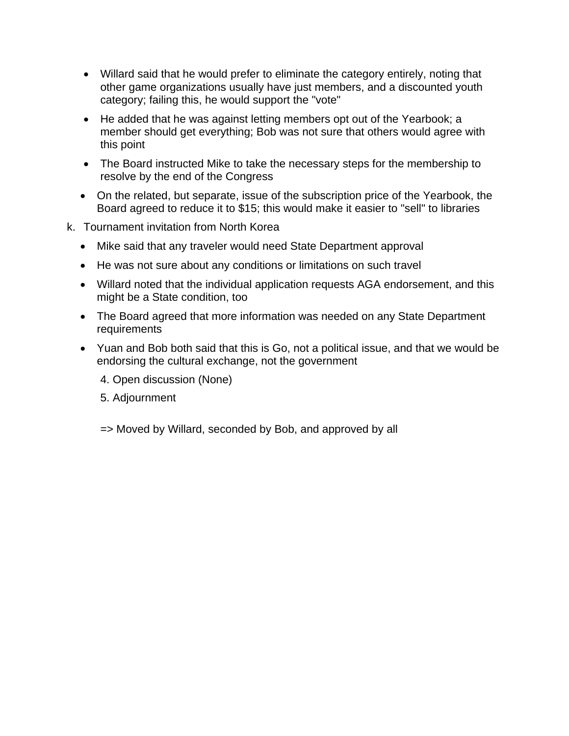- Willard said that he would prefer to eliminate the category entirely, noting that other game organizations usually have just members, and a discounted youth category; failing this, he would support the "vote"
- He added that he was against letting members opt out of the Yearbook; a member should get everything; Bob was not sure that others would agree with this point
- The Board instructed Mike to take the necessary steps for the membership to resolve by the end of the Congress
- On the related, but separate, issue of the subscription price of the Yearbook, the Board agreed to reduce it to $15; this would make it easier to "sell" to libraries

k. Tournament invitation from North Korea

- Mike said that any traveler would need State Department approval
- He was not sure about any conditions or limitations on such travel
- Willard noted that the individual application requests AGA endorsement, and this might be a State condition, too
- The Board agreed that more information was needed on any State Department requirements
- Yuan and Bob both said that this is Go, not a political issue, and that we would be endorsing the cultural exchange, not the government

4. Open discussion (None)

5. Adjournment

=> Moved by Willard, seconded by Bob, and approved by all